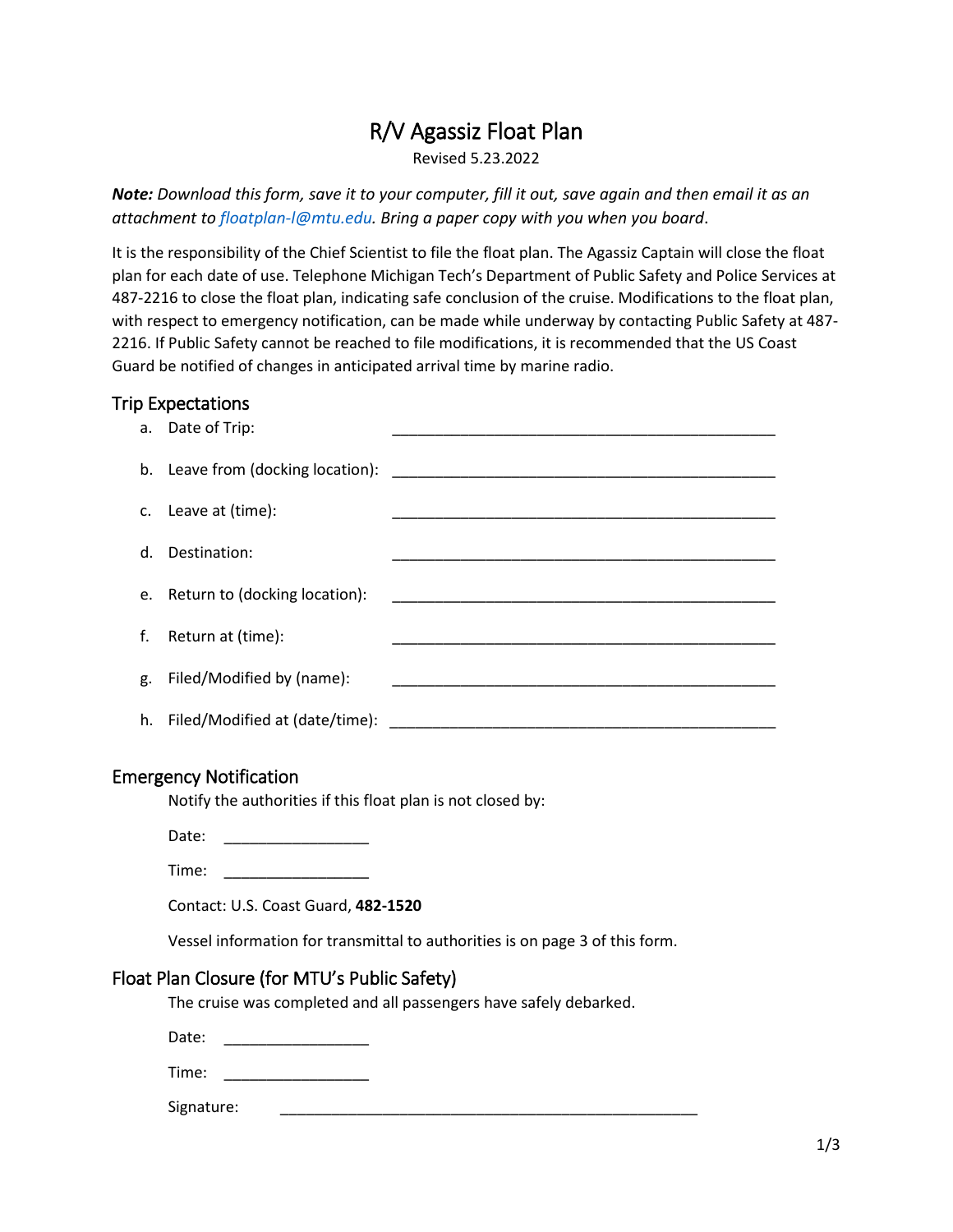# R/V Agassiz Float Plan

Revised 5.23.2022

***Note:*** *Download this form, save it to your computer, fill it out, save again and then email it as an attachment to floatplan-l@mtu.edu. Bring a paper copy with you when you board.*

It is the responsibility of the Chief Scientist to file the float plan. The Agassiz Captain will close the float plan for each date of use. Telephone Michigan Tech's Department of Public Safety and Police Services at 487-2216 to close the float plan, indicating safe conclusion of the cruise. Modifications to the float plan, with respect to emergency notification, can be made while underway by contacting Public Safety at 487-2216. If Public Safety cannot be reached to file modifications, it is recommended that the US Coast Guard be notified of changes in anticipated arrival time by marine radio.

## Trip Expectations

a. Date of Trip: ______________________________________________

b. Leave from (docking location): ______________________________________________

c. Leave at (time): ______________________________________________

d. Destination: ______________________________________________

e. Return to (docking location): ______________________________________________

f. Return at (time): ______________________________________________

g. Filed/Modified by (name): ______________________________________________

h. Filed/Modified at (date/time): ______________________________________________

## Emergency Notification

Notify the authorities if this float plan is not closed by:

Date: _________________

Time: _________________

Contact: U.S. Coast Guard, **482-1520**

Vessel information for transmittal to authorities is on page 3 of this form.

## Float Plan Closure (for MTU's Public Safety)

The cruise was completed and all passengers have safely debarked.

Date: _________________

Time: _________________

Signature: __________________________________________________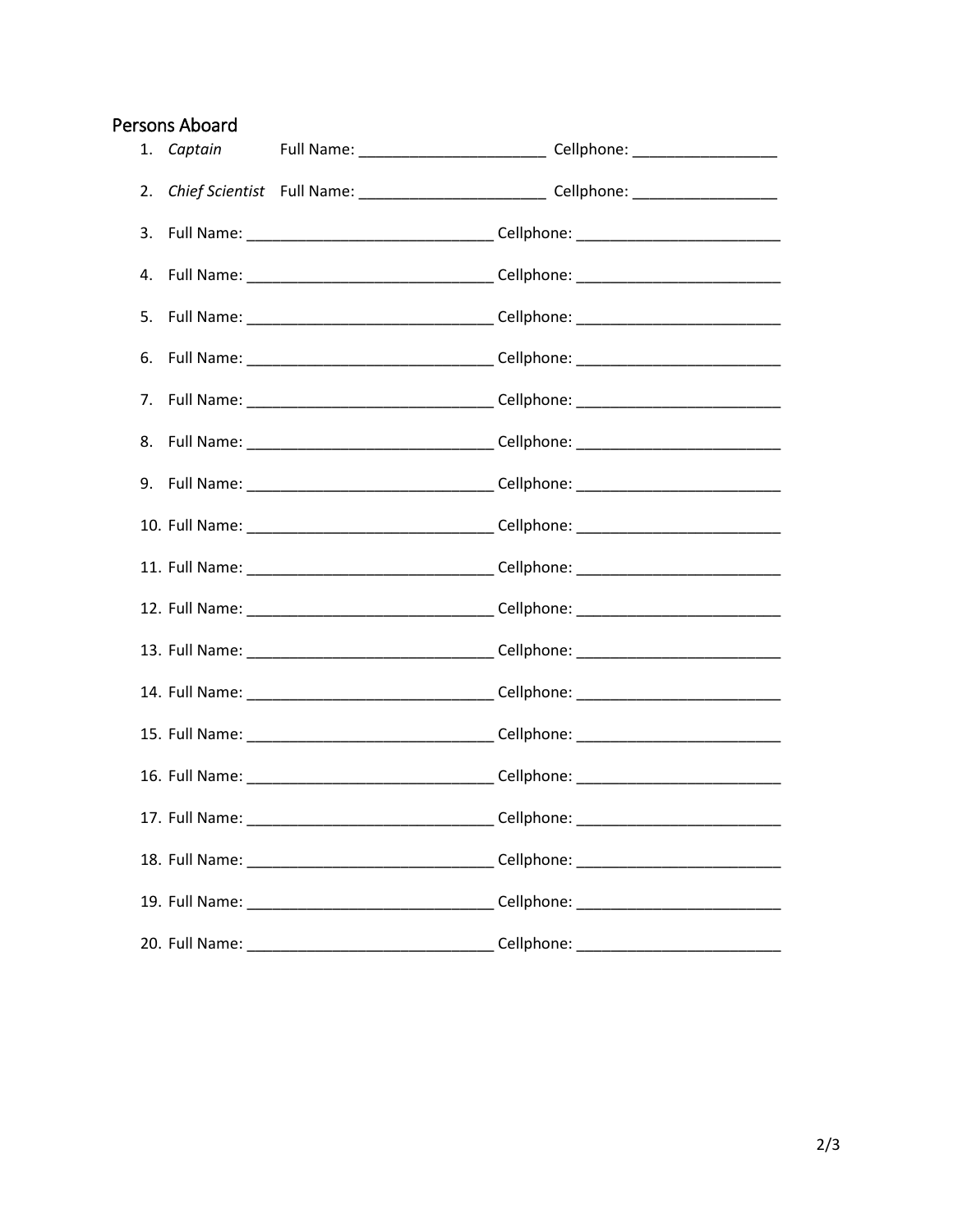## Persons Aboard

1. *Captain* Full Name: ______________________ Cellphone: _________________
2. *Chief Scientist* Full Name: ______________________ Cellphone: _________________
3. Full Name: _____________________________ Cellphone: ________________________
4. Full Name: _____________________________ Cellphone: ________________________
5. Full Name: _____________________________ Cellphone: ________________________
6. Full Name: _____________________________ Cellphone: ________________________
7. Full Name: _____________________________ Cellphone: ________________________
8. Full Name: _____________________________ Cellphone: ________________________
9. Full Name: _____________________________ Cellphone: ________________________
10. Full Name: _____________________________ Cellphone: ________________________
11. Full Name: _____________________________ Cellphone: ________________________
12. Full Name: _____________________________ Cellphone: ________________________
13. Full Name: _____________________________ Cellphone: ________________________
14. Full Name: _____________________________ Cellphone: ________________________
15. Full Name: _____________________________ Cellphone: ________________________
16. Full Name: _____________________________ Cellphone: ________________________
17. Full Name: _____________________________ Cellphone: ________________________
18. Full Name: _____________________________ Cellphone: ________________________
19. Full Name: _____________________________ Cellphone: ________________________
20. Full Name: _____________________________ Cellphone: ________________________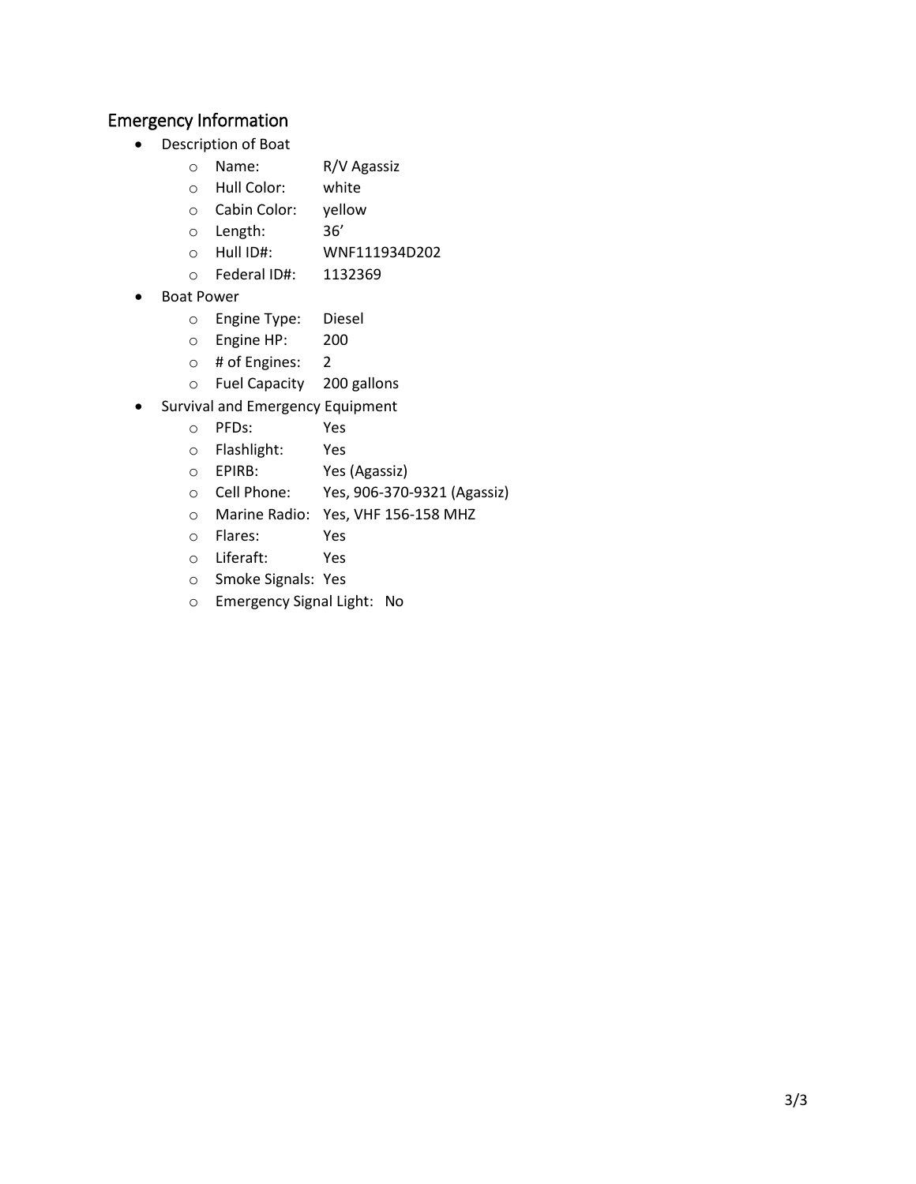## Emergency Information

- Description of Boat
  - Name: R/V Agassiz
  - Hull Color: white
  - Cabin Color: yellow
  - Length: 36'
  - Hull ID#: WNF111934D202
  - Federal ID#: 1132369
- Boat Power
  - Engine Type: Diesel
  - Engine HP: 200
  - # of Engines: 2
  - Fuel Capacity 200 gallons
- Survival and Emergency Equipment
  - PFDs: Yes
  - Flashlight: Yes
  - EPIRB: Yes (Agassiz)
  - Cell Phone: Yes, 906-370-9321 (Agassiz)
  - Marine Radio: Yes, VHF 156-158 MHZ
  - Flares: Yes
  - Liferaft: Yes
  - Smoke Signals: Yes
  - Emergency Signal Light: No